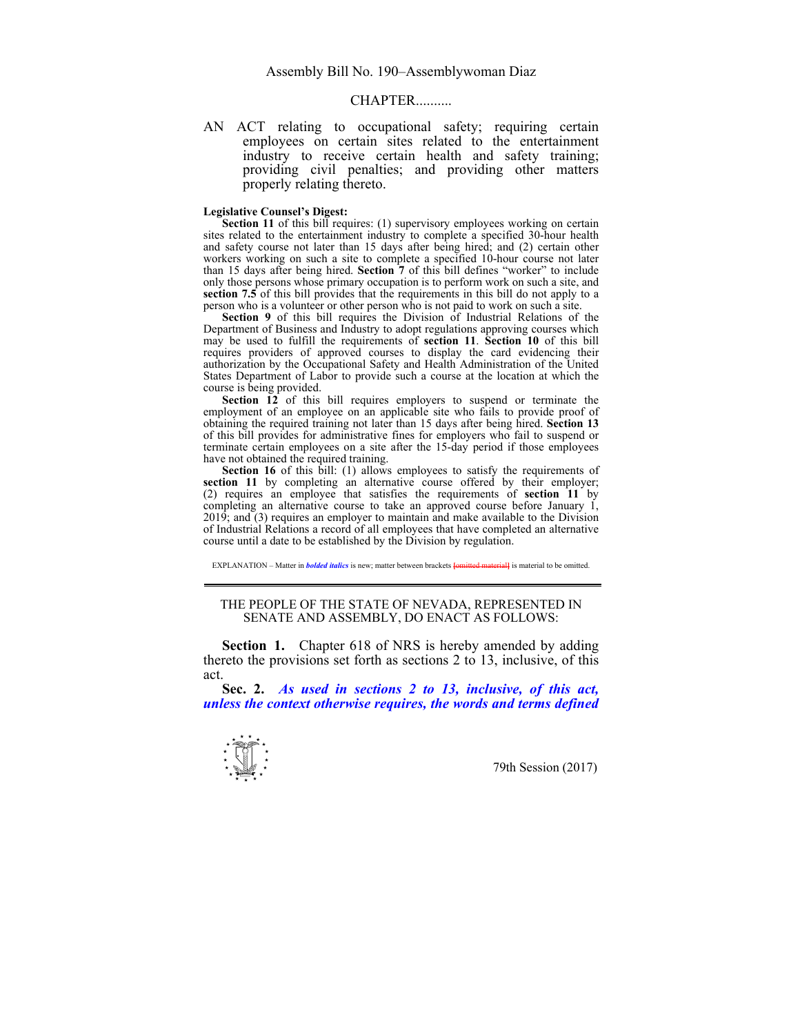Assembly Bill No. 190–Assemblywoman Diaz

CHAPTER..........

AN ACT relating to occupational safety; requiring certain employees on certain sites related to the entertainment industry to receive certain health and safety training; providing civil penalties; and providing other matters properly relating thereto.

**Legislative Counsel's Digest:**

**Section 11** of this bill requires: (1) supervisory employees working on certain sites related to the entertainment industry to complete a specified 30-hour health and safety course not later than 15 days after being hired; and (2) certain other workers working on such a site to complete a specified 10-hour course not later than 15 days after being hired. **Section 7** of this bill defines "worker" to include only those persons whose primary occupation is to perform work on such a site, and **section 7.5** of this bill provides that the requirements in this bill do not apply to a person who is a volunteer or other person who is not paid to work on such a site.

**Section 9** of this bill requires the Division of Industrial Relations of the Department of Business and Industry to adopt regulations approving courses which may be used to fulfill the requirements of **section 11**. **Section 10** of this bill requires providers of approved courses to display the card evidencing their authorization by the Occupational Safety and Health Administration of the United States Department of Labor to provide such a course at the location at which the course is being provided.

**Section 12** of this bill requires employers to suspend or terminate the employment of an employee on an applicable site who fails to provide proof of obtaining the required training not later than 15 days after being hired. **Section 13** of this bill provides for administrative fines for employers who fail to suspend or terminate certain employees on a site after the 15-day period if those employees have not obtained the required training.

**Section 16** of this bill: (1) allows employees to satisfy the requirements of **section 11** by completing an alternative course offered by their employer; (2) requires an employee that satisfies the requirements of **section 11** by completing an alternative course to take an approved course before January 1, 2019; and (3) requires an employer to maintain and make available to the Division of Industrial Relations a record of all employees that have completed an alternative course until a date to be established by the Division by regulation.

EXPLANATION – Matter in ***bolded italics*** is new; matter between brackets [~~omitted material~~] is material to be omitted.

---

THE PEOPLE OF THE STATE OF NEVADA, REPRESENTED IN SENATE AND ASSEMBLY, DO ENACT AS FOLLOWS:

**Section 1.** Chapter 618 of NRS is hereby amended by adding thereto the provisions set forth as sections 2 to 13, inclusive, of this act.

**Sec. 2.** ***As used in sections 2 to 13, inclusive, of this act, unless the context otherwise requires, the words and terms defined***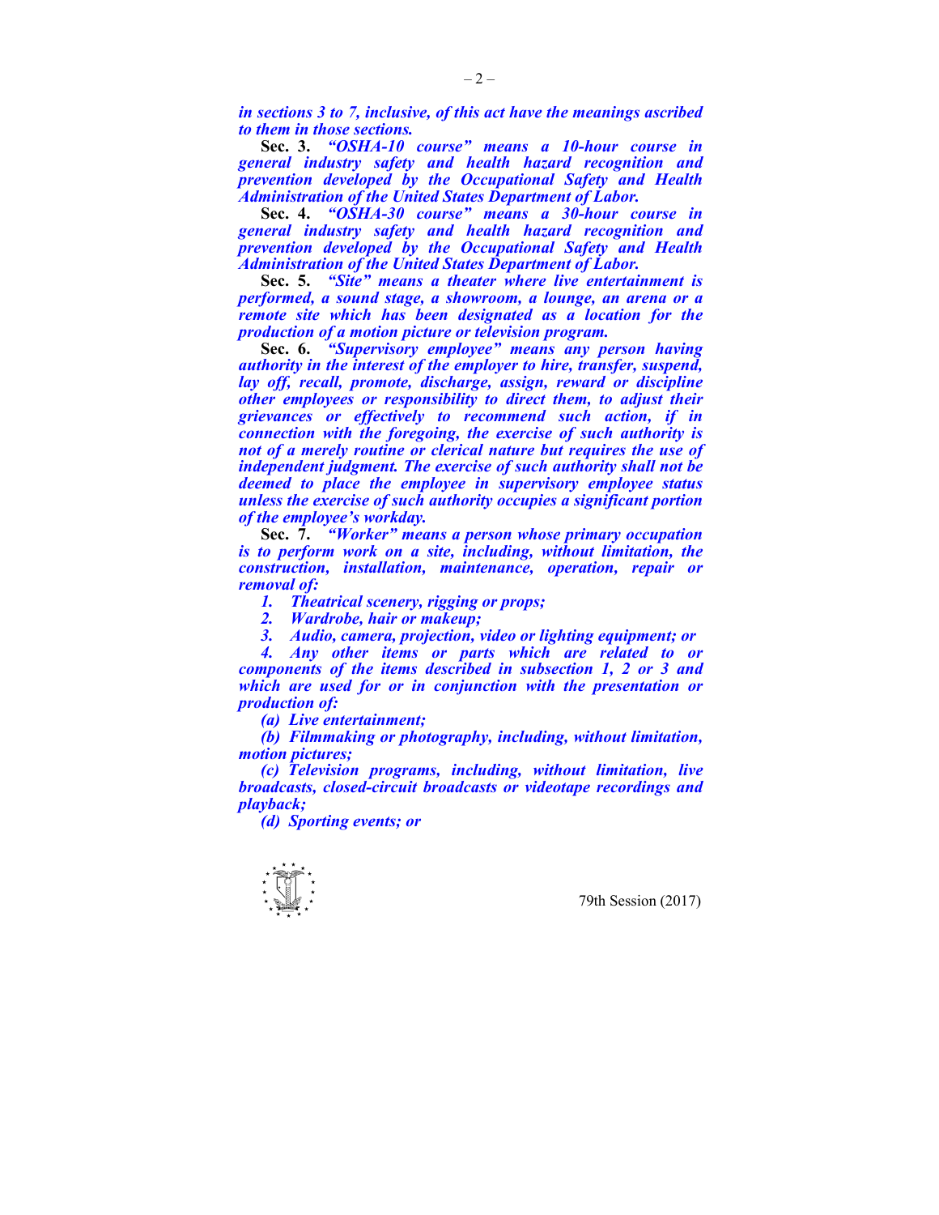***in sections 3 to 7, inclusive, of this act have the meanings ascribed to them in those sections.***

**Sec. 3.** ***"OSHA-10 course" means a 10-hour course in general industry safety and health hazard recognition and prevention developed by the Occupational Safety and Health Administration of the United States Department of Labor.***

**Sec. 4.** ***"OSHA-30 course" means a 30-hour course in general industry safety and health hazard recognition and prevention developed by the Occupational Safety and Health Administration of the United States Department of Labor.***

**Sec. 5.** ***"Site" means a theater where live entertainment is performed, a sound stage, a showroom, a lounge, an arena or a remote site which has been designated as a location for the production of a motion picture or television program.***

**Sec. 6.** ***"Supervisory employee" means any person having authority in the interest of the employer to hire, transfer, suspend, lay off, recall, promote, discharge, assign, reward or discipline other employees or responsibility to direct them, to adjust their grievances or effectively to recommend such action, if in connection with the foregoing, the exercise of such authority is not of a merely routine or clerical nature but requires the use of independent judgment. The exercise of such authority shall not be deemed to place the employee in supervisory employee status unless the exercise of such authority occupies a significant portion of the employee's workday.***

**Sec. 7.** ***"Worker" means a person whose primary occupation is to perform work on a site, including, without limitation, the construction, installation, maintenance, operation, repair or removal of:***

***1. Theatrical scenery, rigging or props;***

***2. Wardrobe, hair or makeup;***

***3. Audio, camera, projection, video or lighting equipment; or***

***4. Any other items or parts which are related to or components of the items described in subsection 1, 2 or 3 and which are used for or in conjunction with the presentation or production of:***

***(a) Live entertainment;***

***(b) Filmmaking or photography, including, without limitation, motion pictures;***

***(c) Television programs, including, without limitation, live broadcasts, closed-circuit broadcasts or videotape recordings and playback;***

***(d) Sporting events; or***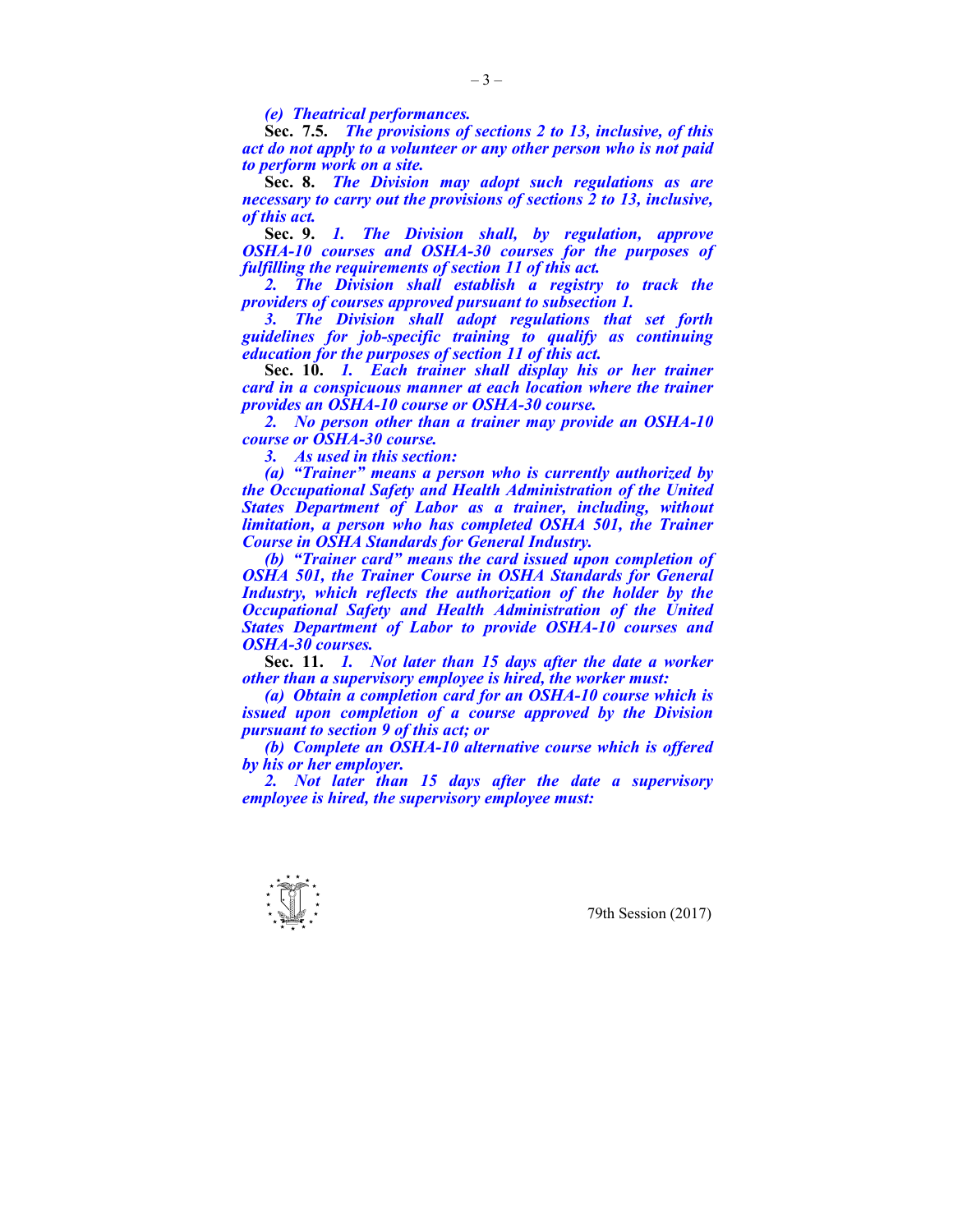*(e) Theatrical performances.*

**Sec. 7.5.** *The provisions of sections 2 to 13, inclusive, of this act do not apply to a volunteer or any other person who is not paid to perform work on a site.*

**Sec. 8.** *The Division may adopt such regulations as are necessary to carry out the provisions of sections 2 to 13, inclusive, of this act.*

**Sec. 9.** *1. The Division shall, by regulation, approve OSHA-10 courses and OSHA-30 courses for the purposes of fulfilling the requirements of section 11 of this act.*

*2. The Division shall establish a registry to track the providers of courses approved pursuant to subsection 1.*

*3. The Division shall adopt regulations that set forth guidelines for job-specific training to qualify as continuing education for the purposes of section 11 of this act.*

**Sec. 10.** *1. Each trainer shall display his or her trainer card in a conspicuous manner at each location where the trainer provides an OSHA-10 course or OSHA-30 course.*

*2. No person other than a trainer may provide an OSHA-10 course or OSHA-30 course.*

*3. As used in this section:*

*(a) "Trainer" means a person who is currently authorized by the Occupational Safety and Health Administration of the United States Department of Labor as a trainer, including, without limitation, a person who has completed OSHA 501, the Trainer Course in OSHA Standards for General Industry.*

*(b) "Trainer card" means the card issued upon completion of OSHA 501, the Trainer Course in OSHA Standards for General Industry, which reflects the authorization of the holder by the Occupational Safety and Health Administration of the United States Department of Labor to provide OSHA-10 courses and OSHA-30 courses.*

**Sec. 11.** *1. Not later than 15 days after the date a worker other than a supervisory employee is hired, the worker must:*

*(a) Obtain a completion card for an OSHA-10 course which is issued upon completion of a course approved by the Division pursuant to section 9 of this act; or*

*(b) Complete an OSHA-10 alternative course which is offered by his or her employer.*

*2. Not later than 15 days after the date a supervisory employee is hired, the supervisory employee must:*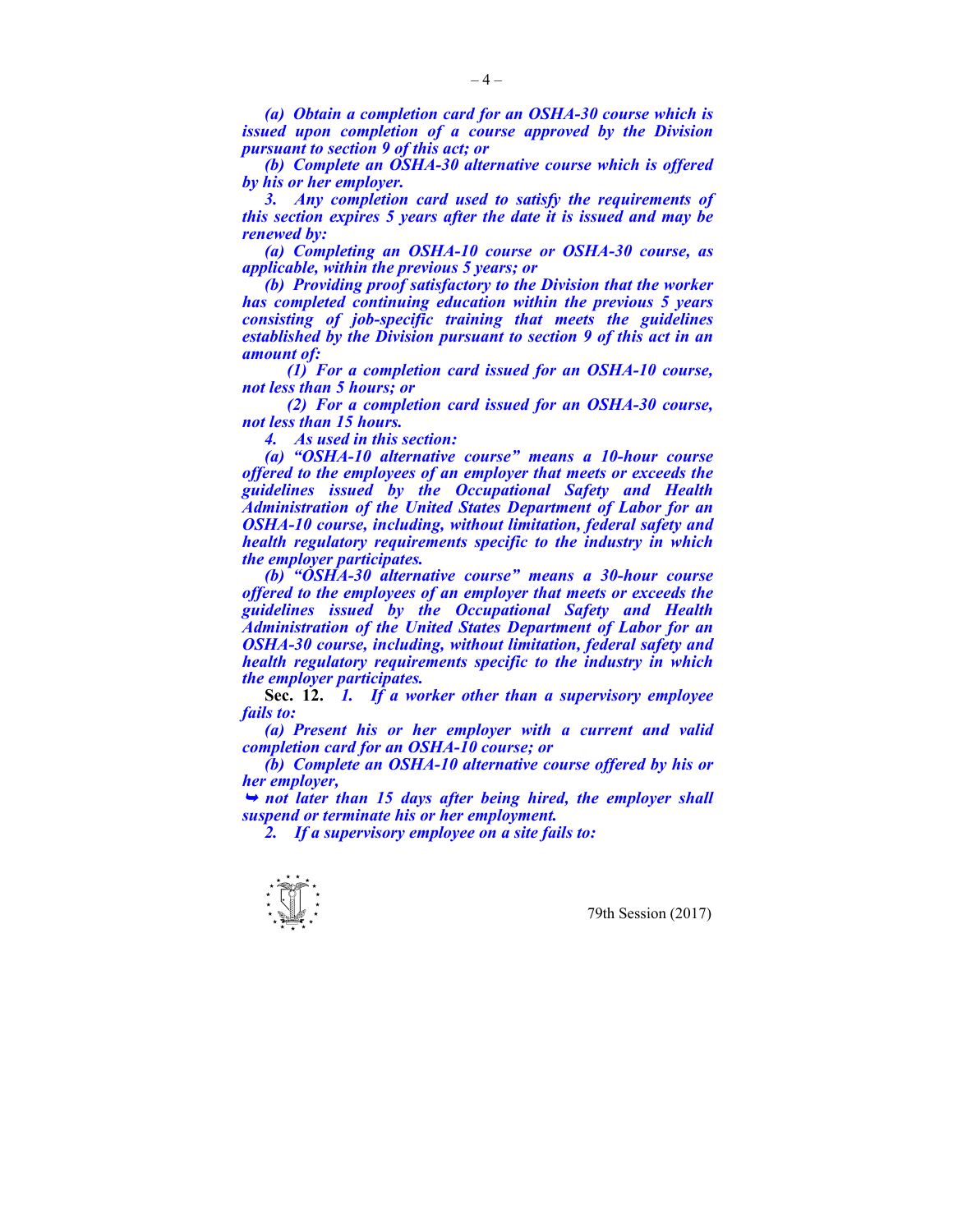*(a) Obtain a completion card for an OSHA-30 course which is issued upon completion of a course approved by the Division pursuant to section 9 of this act; or*

*(b) Complete an OSHA-30 alternative course which is offered by his or her employer.*

*3. Any completion card used to satisfy the requirements of this section expires 5 years after the date it is issued and may be renewed by:*

*(a) Completing an OSHA-10 course or OSHA-30 course, as applicable, within the previous 5 years; or*

*(b) Providing proof satisfactory to the Division that the worker has completed continuing education within the previous 5 years consisting of job-specific training that meets the guidelines established by the Division pursuant to section 9 of this act in an amount of:*

*(1) For a completion card issued for an OSHA-10 course, not less than 5 hours; or*

*(2) For a completion card issued for an OSHA-30 course, not less than 15 hours.*

*4. As used in this section:*

*(a) "OSHA-10 alternative course" means a 10-hour course offered to the employees of an employer that meets or exceeds the guidelines issued by the Occupational Safety and Health Administration of the United States Department of Labor for an OSHA-10 course, including, without limitation, federal safety and health regulatory requirements specific to the industry in which the employer participates.*

*(b) "OSHA-30 alternative course" means a 30-hour course offered to the employees of an employer that meets or exceeds the guidelines issued by the Occupational Safety and Health Administration of the United States Department of Labor for an OSHA-30 course, including, without limitation, federal safety and health regulatory requirements specific to the industry in which the employer participates.*

**Sec. 12.** *1. If a worker other than a supervisory employee fails to:*

*(a) Present his or her employer with a current and valid completion card for an OSHA-10 course; or*

*(b) Complete an OSHA-10 alternative course offered by his or her employer,*

*➥ not later than 15 days after being hired, the employer shall suspend or terminate his or her employment.*

*2. If a supervisory employee on a site fails to:*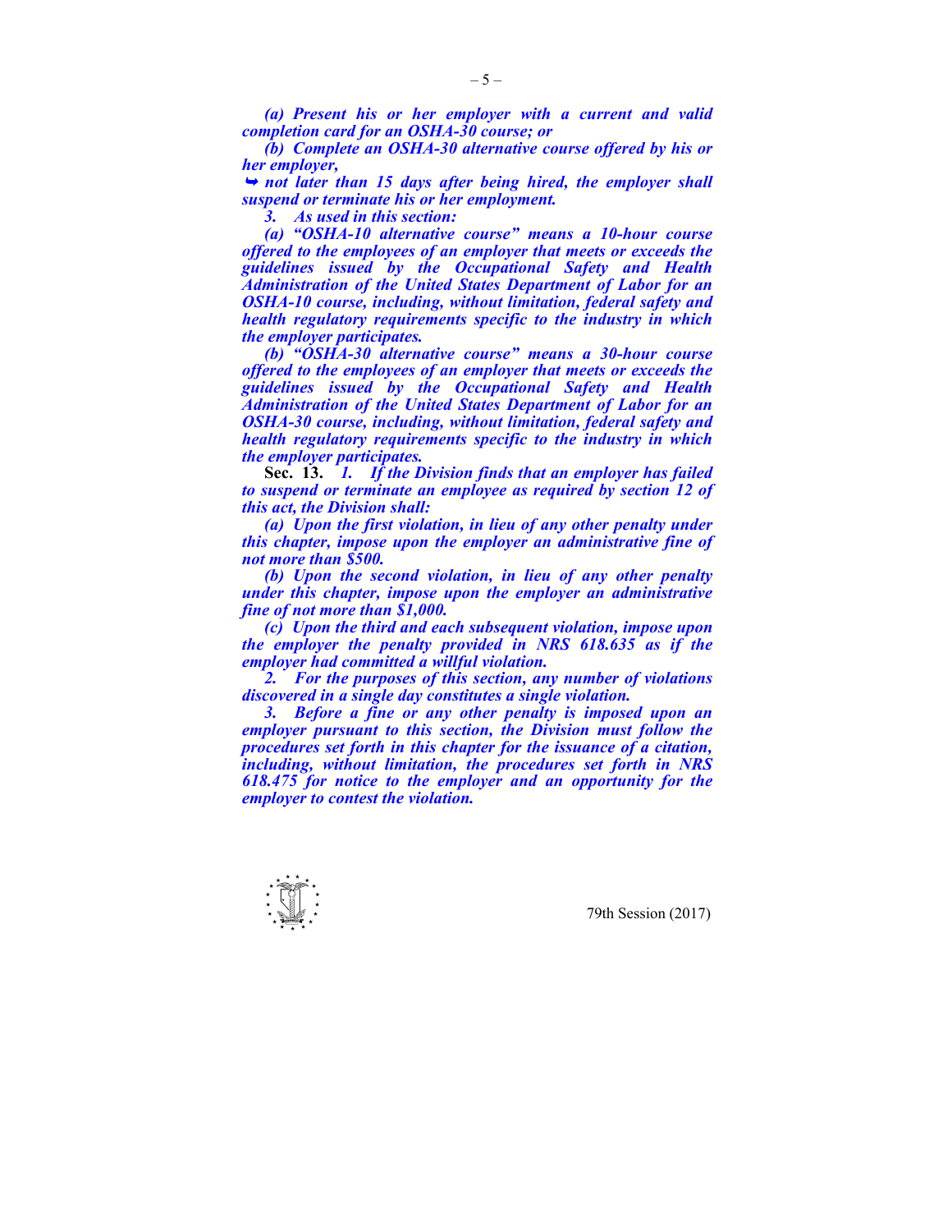*(a) Present his or her employer with a current and valid completion card for an OSHA-30 course; or*

*(b) Complete an OSHA-30 alternative course offered by his or her employer,*

*➥ not later than 15 days after being hired, the employer shall suspend or terminate his or her employment.*

*3. As used in this section:*

*(a) "OSHA-10 alternative course" means a 10-hour course offered to the employees of an employer that meets or exceeds the guidelines issued by the Occupational Safety and Health Administration of the United States Department of Labor for an OSHA-10 course, including, without limitation, federal safety and health regulatory requirements specific to the industry in which the employer participates.*

*(b) "OSHA-30 alternative course" means a 30-hour course offered to the employees of an employer that meets or exceeds the guidelines issued by the Occupational Safety and Health Administration of the United States Department of Labor for an OSHA-30 course, including, without limitation, federal safety and health regulatory requirements specific to the industry in which the employer participates.*

**Sec. 13.** *1. If the Division finds that an employer has failed to suspend or terminate an employee as required by section 12 of this act, the Division shall:*

*(a) Upon the first violation, in lieu of any other penalty under this chapter, impose upon the employer an administrative fine of not more than $500.*

*(b) Upon the second violation, in lieu of any other penalty under this chapter, impose upon the employer an administrative fine of not more than $1,000.*

*(c) Upon the third and each subsequent violation, impose upon the employer the penalty provided in NRS 618.635 as if the employer had committed a willful violation.*

*2. For the purposes of this section, any number of violations discovered in a single day constitutes a single violation.*

*3. Before a fine or any other penalty is imposed upon an employer pursuant to this section, the Division must follow the procedures set forth in this chapter for the issuance of a citation, including, without limitation, the procedures set forth in NRS 618.475 for notice to the employer and an opportunity for the employer to contest the violation.*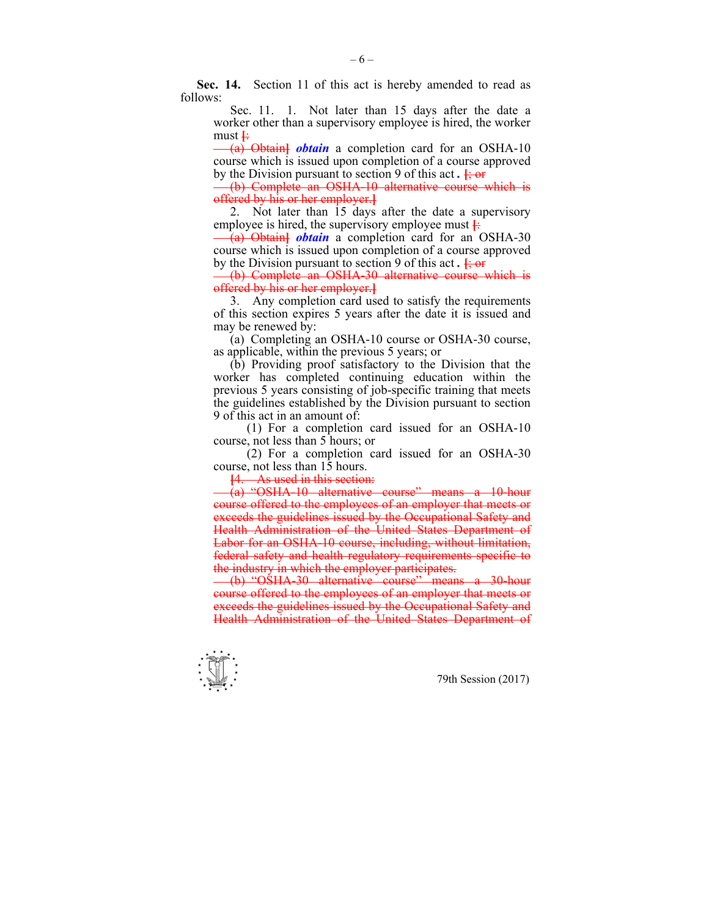**Sec. 14.** Section 11 of this act is hereby amended to read as follows:

Sec. 11. 1. Not later than 15 days after the date a worker other than a supervisory employee is hired, the worker must ~~[:~~

~~(a) Obtain]~~ ***obtain*** a completion card for an OSHA-10 course which is issued upon completion of a course approved by the Division pursuant to section 9 of this act ***.*** ~~[; or~~

~~(b) Complete an OSHA-10 alternative course which is offered by his or her employer.]~~

2. Not later than 15 days after the date a supervisory employee is hired, the supervisory employee must ~~[:~~

~~(a) Obtain]~~ ***obtain*** a completion card for an OSHA-30 course which is issued upon completion of a course approved by the Division pursuant to section 9 of this act ***.*** ~~[; or~~

~~(b) Complete an OSHA-30 alternative course which is offered by his or her employer.]~~

3. Any completion card used to satisfy the requirements of this section expires 5 years after the date it is issued and may be renewed by:

(a) Completing an OSHA-10 course or OSHA-30 course, as applicable, within the previous 5 years; or

(b) Providing proof satisfactory to the Division that the worker has completed continuing education within the previous 5 years consisting of job-specific training that meets the guidelines established by the Division pursuant to section 9 of this act in an amount of:

(1) For a completion card issued for an OSHA-10 course, not less than 5 hours; or

(2) For a completion card issued for an OSHA-30 course, not less than 15 hours.

~~[4. As used in this section:~~

~~(a) "OSHA-10 alternative course" means a 10-hour course offered to the employees of an employer that meets or exceeds the guidelines issued by the Occupational Safety and Health Administration of the United States Department of Labor for an OSHA-10 course, including, without limitation, federal safety and health regulatory requirements specific to the industry in which the employer participates.~~

~~(b) "OSHA-30 alternative course" means a 30-hour course offered to the employees of an employer that meets or exceeds the guidelines issued by the Occupational Safety and Health Administration of the United States Department of~~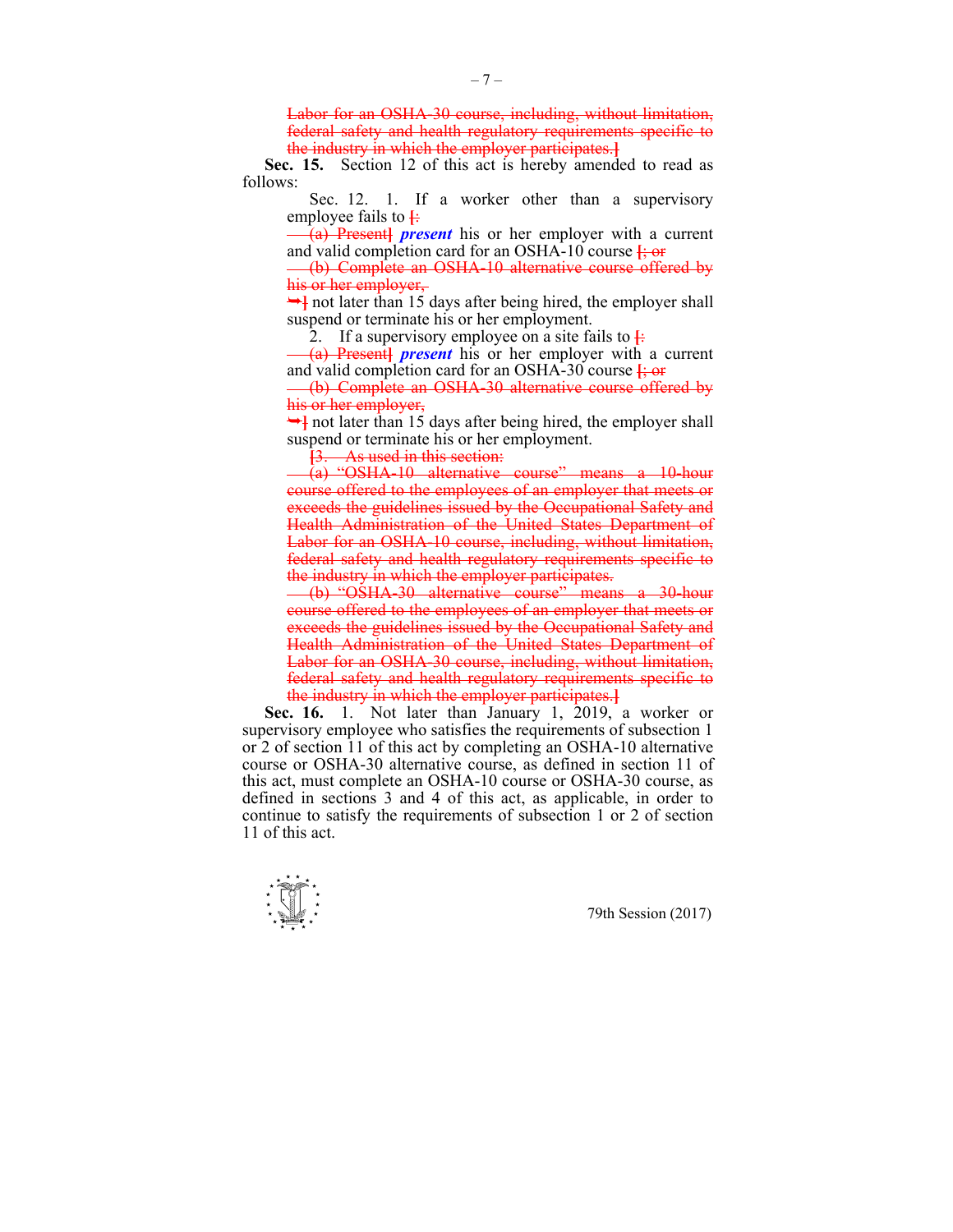~~Labor for an OSHA-30 course, including, without limitation, federal safety and health regulatory requirements specific to the industry in which the employer participates.]~~

**Sec. 15.** Section 12 of this act is hereby amended to read as follows:

Sec. 12. 1. If a worker other than a supervisory employee fails to ~~[:~~

~~(a) Present]~~ ***present*** his or her employer with a current and valid completion card for an OSHA-10 course ~~[; or~~

~~(b) Complete an OSHA-10 alternative course offered by his or her employer,~~

~~➥]~~ not later than 15 days after being hired, the employer shall suspend or terminate his or her employment.

2. If a supervisory employee on a site fails to ~~[:~~

~~(a) Present]~~ ***present*** his or her employer with a current and valid completion card for an OSHA-30 course ~~[; or~~

~~(b) Complete an OSHA-30 alternative course offered by his or her employer,~~

~~➥]~~ not later than 15 days after being hired, the employer shall suspend or terminate his or her employment.

~~[3. As used in this section:~~

~~(a) "OSHA-10 alternative course" means a 10-hour course offered to the employees of an employer that meets or exceeds the guidelines issued by the Occupational Safety and Health Administration of the United States Department of Labor for an OSHA-10 course, including, without limitation, federal safety and health regulatory requirements specific to the industry in which the employer participates.~~

~~(b) "OSHA-30 alternative course" means a 30-hour course offered to the employees of an employer that meets or exceeds the guidelines issued by the Occupational Safety and Health Administration of the United States Department of Labor for an OSHA-30 course, including, without limitation, federal safety and health regulatory requirements specific to the industry in which the employer participates.]~~

**Sec. 16.** 1. Not later than January 1, 2019, a worker or supervisory employee who satisfies the requirements of subsection 1 or 2 of section 11 of this act by completing an OSHA-10 alternative course or OSHA-30 alternative course, as defined in section 11 of this act, must complete an OSHA-10 course or OSHA-30 course, as defined in sections 3 and 4 of this act, as applicable, in order to continue to satisfy the requirements of subsection 1 or 2 of section 11 of this act.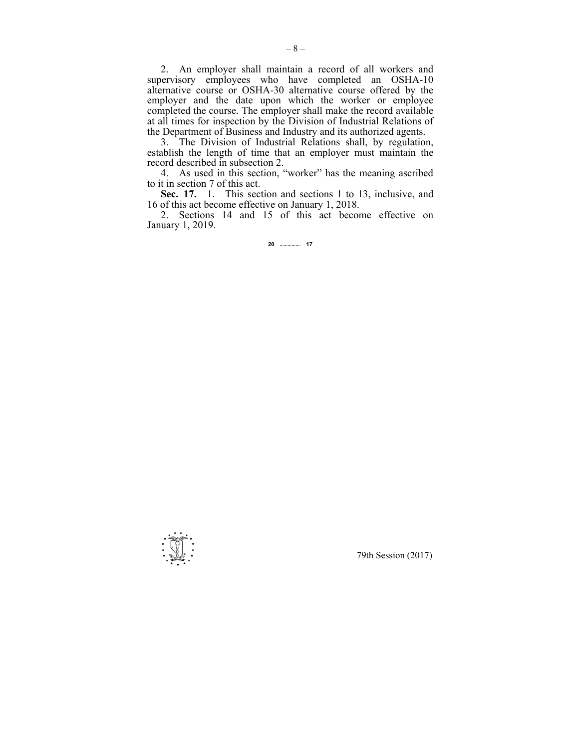2. An employer shall maintain a record of all workers and supervisory employees who have completed an OSHA-10 alternative course or OSHA-30 alternative course offered by the employer and the date upon which the worker or employee completed the course. The employer shall make the record available at all times for inspection by the Division of Industrial Relations of the Department of Business and Industry and its authorized agents.

3. The Division of Industrial Relations shall, by regulation, establish the length of time that an employer must maintain the record described in subsection 2.

4. As used in this section, "worker" has the meaning ascribed to it in section 7 of this act.

**Sec. 17.** 1. This section and sections 1 to 13, inclusive, and 16 of this act become effective on January 1, 2018.

2. Sections 14 and 15 of this act become effective on January 1, 2019.

20 ~~~~~ 17